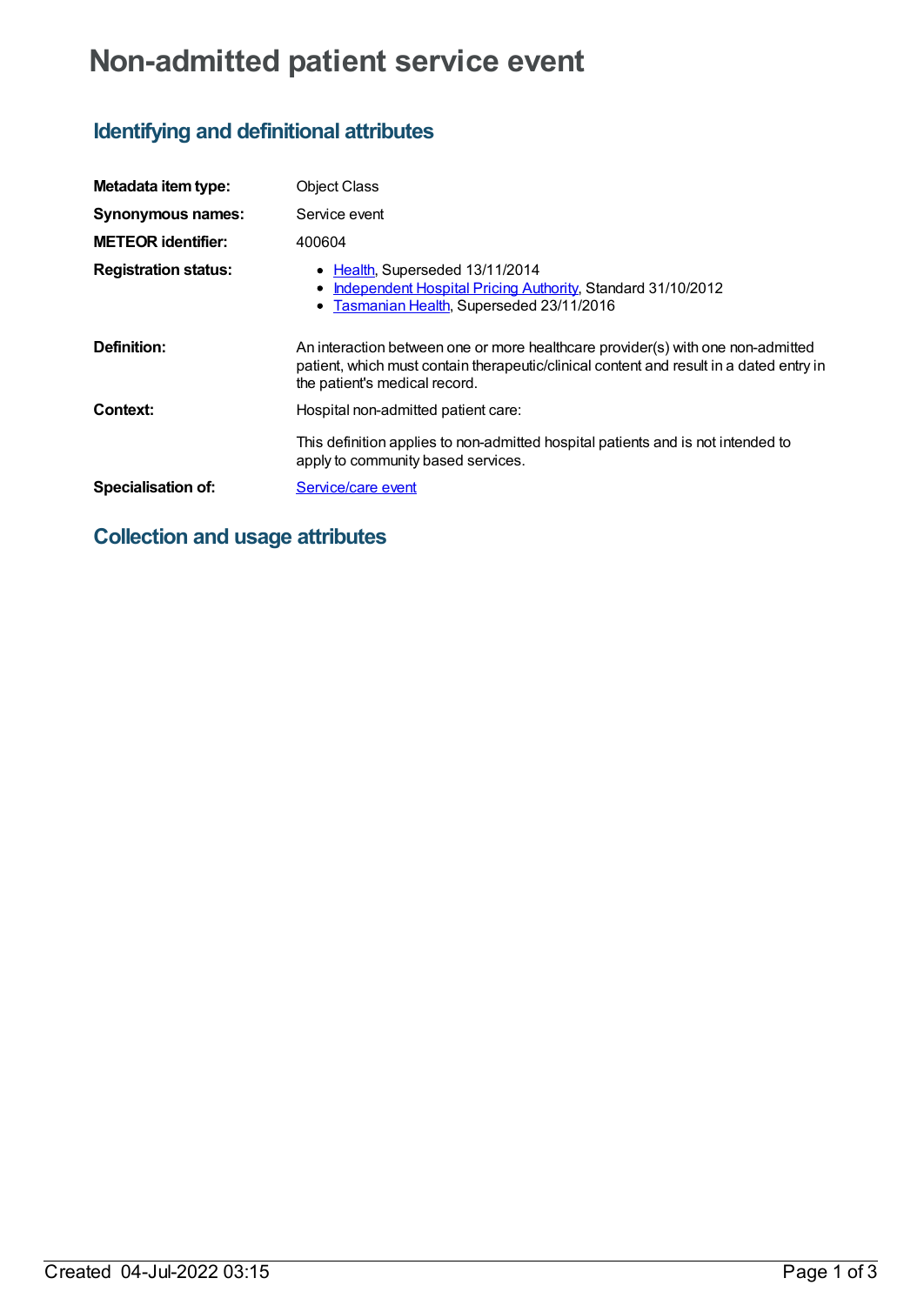# Non-admitted patient service event

## Identifying and definitional attributes

| | |
|---|---|
| **Metadata item type:** | Object Class |
| **Synonymous names:** | Service event |
| **METEOR identifier:** | 400604 |
| **Registration status:** | • Health, Superseded 13/11/2014<br>• Independent Hospital Pricing Authority, Standard 31/10/2012<br>• Tasmanian Health, Superseded 23/11/2016 |
| **Definition:** | An interaction between one or more healthcare provider(s) with one non-admitted patient, which must contain therapeutic/clinical content and result in a dated entry in the patient's medical record. |
| **Context:** | Hospital non-admitted patient care:<br><br>This definition applies to non-admitted hospital patients and is not intended to apply to community based services. |
| **Specialisation of:** | Service/care event |

## Collection and usage attributes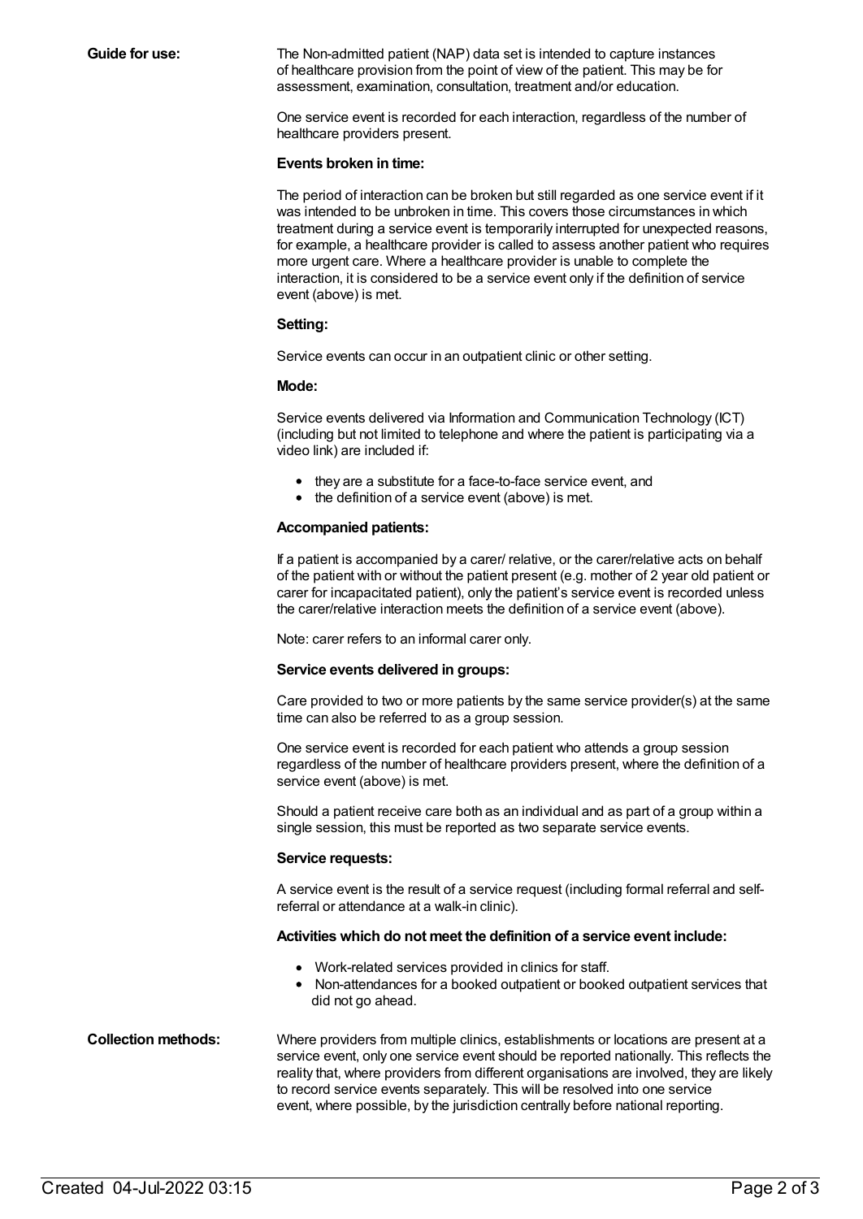**Guide for use:**

The Non-admitted patient (NAP) data set is intended to capture instances of healthcare provision from the point of view of the patient. This may be for assessment, examination, consultation, treatment and/or education.

One service event is recorded for each interaction, regardless of the number of healthcare providers present.

**Events broken in time:**

The period of interaction can be broken but still regarded as one service event if it was intended to be unbroken in time. This covers those circumstances in which treatment during a service event is temporarily interrupted for unexpected reasons, for example, a healthcare provider is called to assess another patient who requires more urgent care. Where a healthcare provider is unable to complete the interaction, it is considered to be a service event only if the definition of service event (above) is met.

**Setting:**

Service events can occur in an outpatient clinic or other setting.

**Mode:**

Service events delivered via Information and Communication Technology (ICT) (including but not limited to telephone and where the patient is participating via a video link) are included if:

- they are a substitute for a face-to-face service event, and
- the definition of a service event (above) is met.

**Accompanied patients:**

If a patient is accompanied by a carer/ relative, or the carer/relative acts on behalf of the patient with or without the patient present (e.g. mother of 2 year old patient or carer for incapacitated patient), only the patient's service event is recorded unless the carer/relative interaction meets the definition of a service event (above).

Note: carer refers to an informal carer only.

**Service events delivered in groups:**

Care provided to two or more patients by the same service provider(s) at the same time can also be referred to as a group session.

One service event is recorded for each patient who attends a group session regardless of the number of healthcare providers present, where the definition of a service event (above) is met.

Should a patient receive care both as an individual and as part of a group within a single session, this must be reported as two separate service events.

**Service requests:**

A service event is the result of a service request (including formal referral and self-referral or attendance at a walk-in clinic).

**Activities which do not meet the definition of a service event include:**

- Work-related services provided in clinics for staff.
- Non-attendances for a booked outpatient or booked outpatient services that did not go ahead.

**Collection methods:**

Where providers from multiple clinics, establishments or locations are present at a service event, only one service event should be reported nationally. This reflects the reality that, where providers from different organisations are involved, they are likely to record service events separately. This will be resolved into one service event, where possible, by the jurisdiction centrally before national reporting.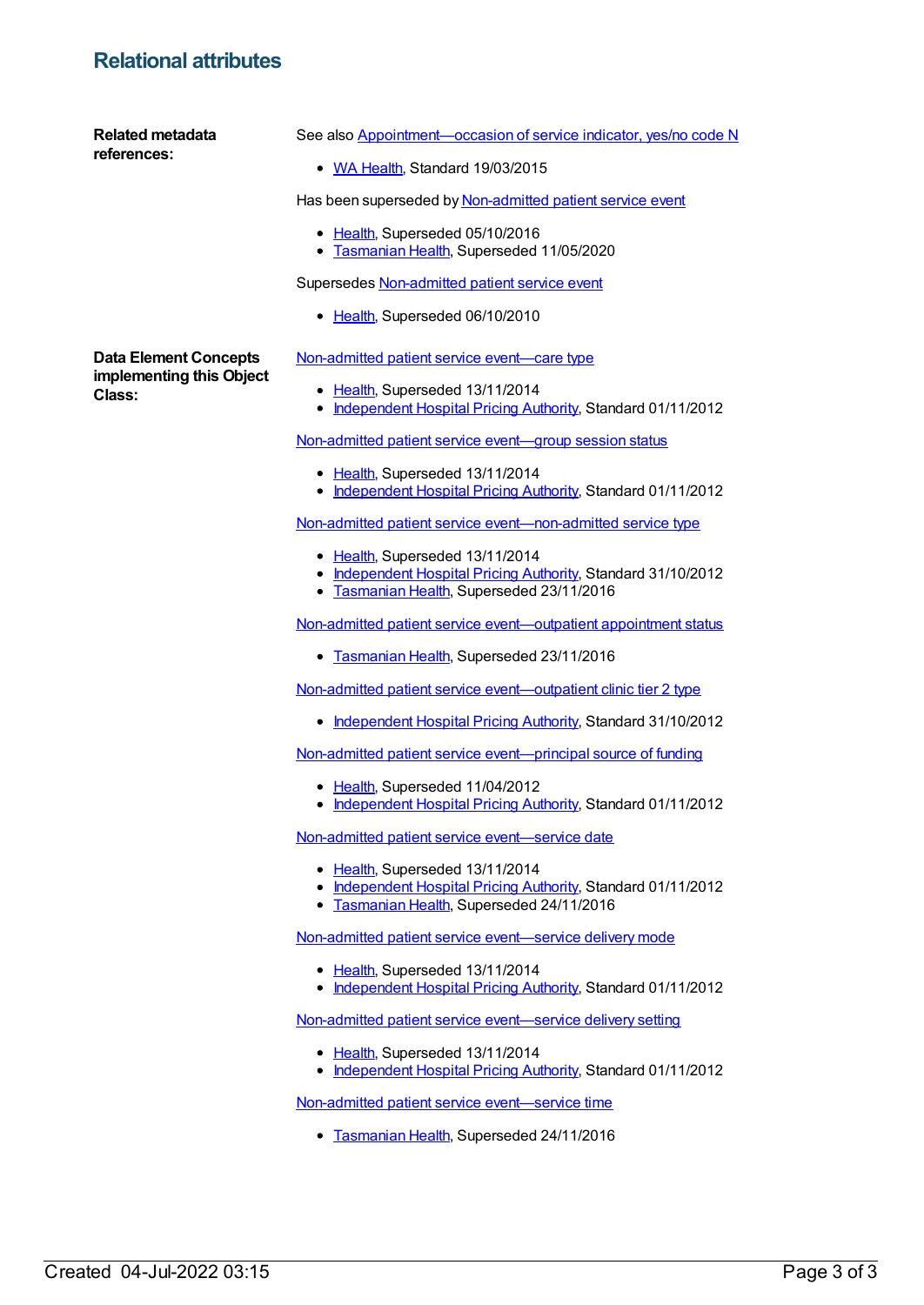## Relational attributes

**Related metadata references:**

See also Appointment—occasion of service indicator, yes/no code N

- WA Health, Standard 19/03/2015

Has been superseded by Non-admitted patient service event

- Health, Superseded 05/10/2016
- Tasmanian Health, Superseded 11/05/2020

Supersedes Non-admitted patient service event

- Health, Superseded 06/10/2010

**Data Element Concepts implementing this Object Class:**

Non-admitted patient service event—care type

- Health, Superseded 13/11/2014
- Independent Hospital Pricing Authority, Standard 01/11/2012

Non-admitted patient service event—group session status

- Health, Superseded 13/11/2014
- Independent Hospital Pricing Authority, Standard 01/11/2012

Non-admitted patient service event—non-admitted service type

- Health, Superseded 13/11/2014
- Independent Hospital Pricing Authority, Standard 31/10/2012
- Tasmanian Health, Superseded 23/11/2016

Non-admitted patient service event—outpatient appointment status

- Tasmanian Health, Superseded 23/11/2016

Non-admitted patient service event—outpatient clinic tier 2 type

- Independent Hospital Pricing Authority, Standard 31/10/2012

Non-admitted patient service event—principal source of funding

- Health, Superseded 11/04/2012
- Independent Hospital Pricing Authority, Standard 01/11/2012

Non-admitted patient service event—service date

- Health, Superseded 13/11/2014
- Independent Hospital Pricing Authority, Standard 01/11/2012
- Tasmanian Health, Superseded 24/11/2016

Non-admitted patient service event—service delivery mode

- Health, Superseded 13/11/2014
- Independent Hospital Pricing Authority, Standard 01/11/2012

Non-admitted patient service event—service delivery setting

- Health, Superseded 13/11/2014
- Independent Hospital Pricing Authority, Standard 01/11/2012

Non-admitted patient service event—service time

- Tasmanian Health, Superseded 24/11/2016